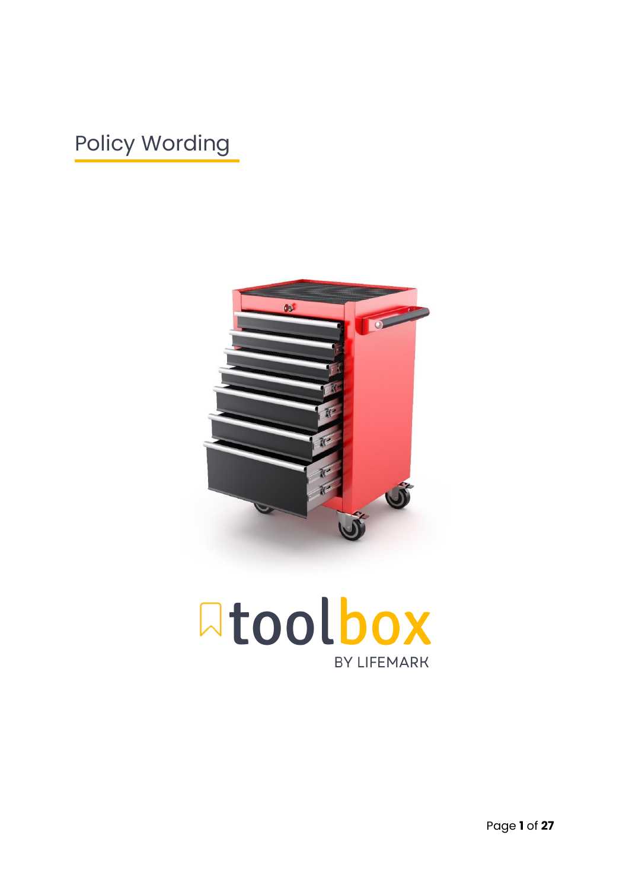# Policy Wording

toolbox

BY LIFEMARK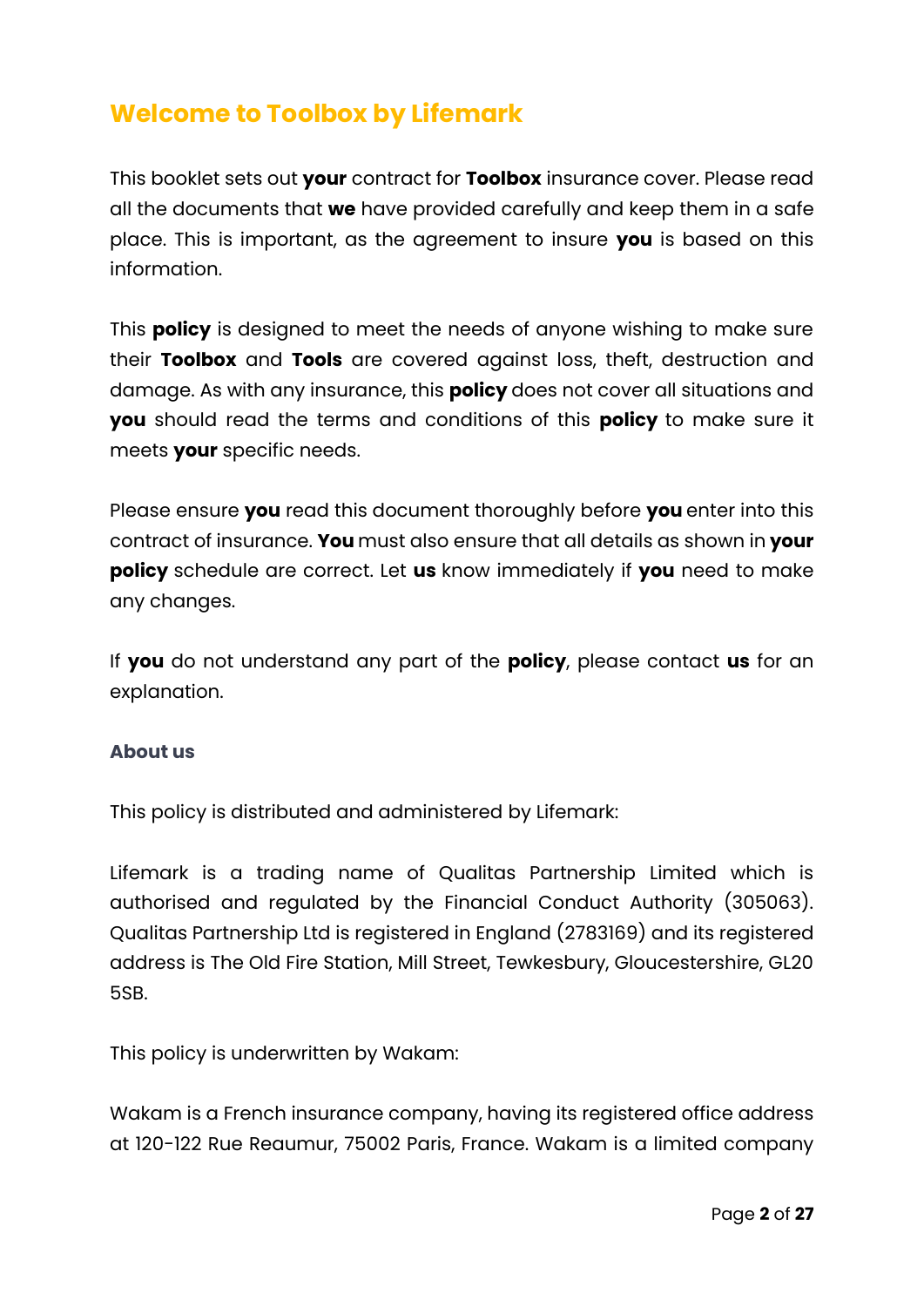# Welcome to Toolbox by Lifemark

This booklet sets out **your** contract for **Toolbox** insurance cover. Please read all the documents that **we** have provided carefully and keep them in a safe place. This is important, as the agreement to insure **you** is based on this information.

This **policy** is designed to meet the needs of anyone wishing to make sure their **Toolbox** and **Tools** are covered against loss, theft, destruction and damage. As with any insurance, this **policy** does not cover all situations and **you** should read the terms and conditions of this **policy** to make sure it meets **your** specific needs.

Please ensure **you** read this document thoroughly before **you** enter into this contract of insurance. **You** must also ensure that all details as shown in **your policy** schedule are correct. Let **us** know immediately if **you** need to make any changes.

If **you** do not understand any part of the **policy**, please contact **us** for an explanation.

### About us

This policy is distributed and administered by Lifemark:

Lifemark is a trading name of Qualitas Partnership Limited which is authorised and regulated by the Financial Conduct Authority (305063). Qualitas Partnership Ltd is registered in England (2783169) and its registered address is The Old Fire Station, Mill Street, Tewkesbury, Gloucestershire, GL20 5SB.

This policy is underwritten by Wakam:

Wakam is a French insurance company, having its registered office address at 120-122 Rue Reaumur, 75002 Paris, France. Wakam is a limited company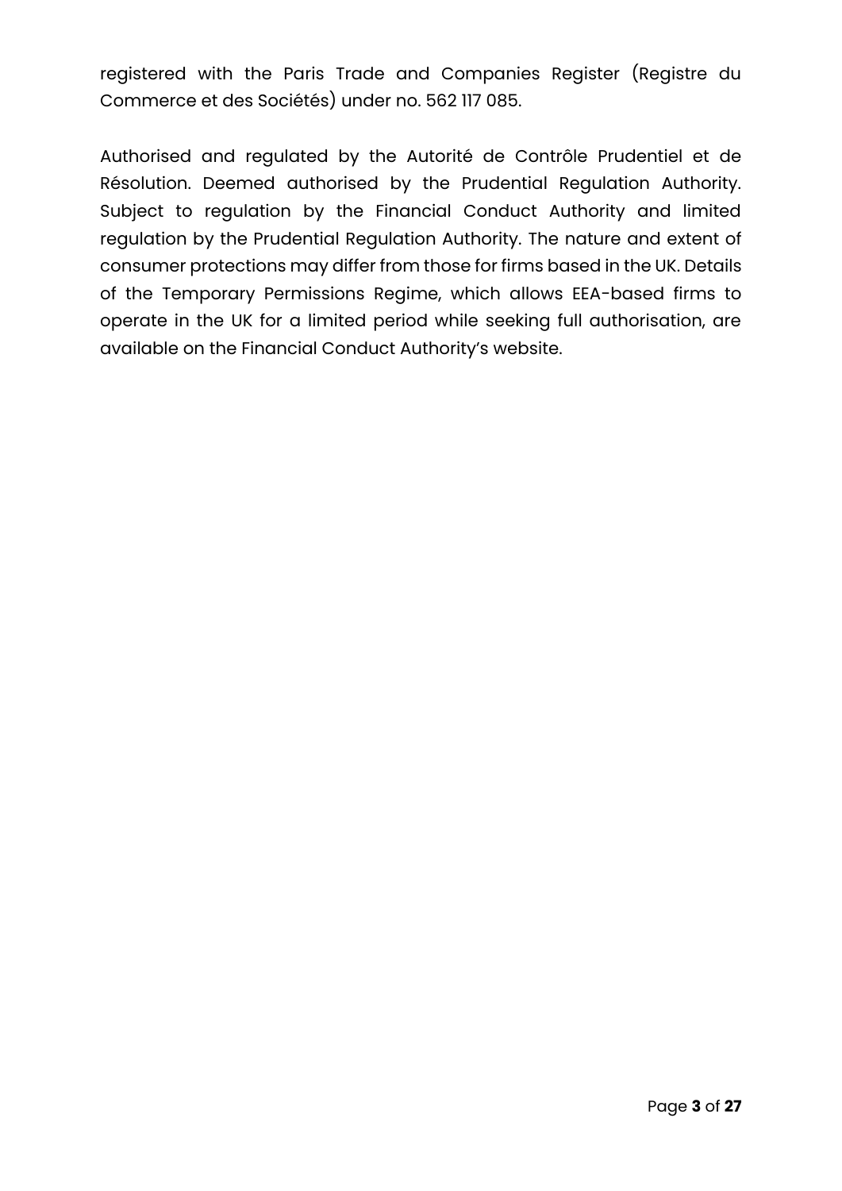registered with the Paris Trade and Companies Register (Registre du Commerce et des Sociétés) under no. 562 117 085.

Authorised and regulated by the Autorité de Contrôle Prudentiel et de Résolution. Deemed authorised by the Prudential Regulation Authority. Subject to regulation by the Financial Conduct Authority and limited regulation by the Prudential Regulation Authority. The nature and extent of consumer protections may differ from those for firms based in the UK. Details of the Temporary Permissions Regime, which allows EEA-based firms to operate in the UK for a limited period while seeking full authorisation, are available on the Financial Conduct Authority's website.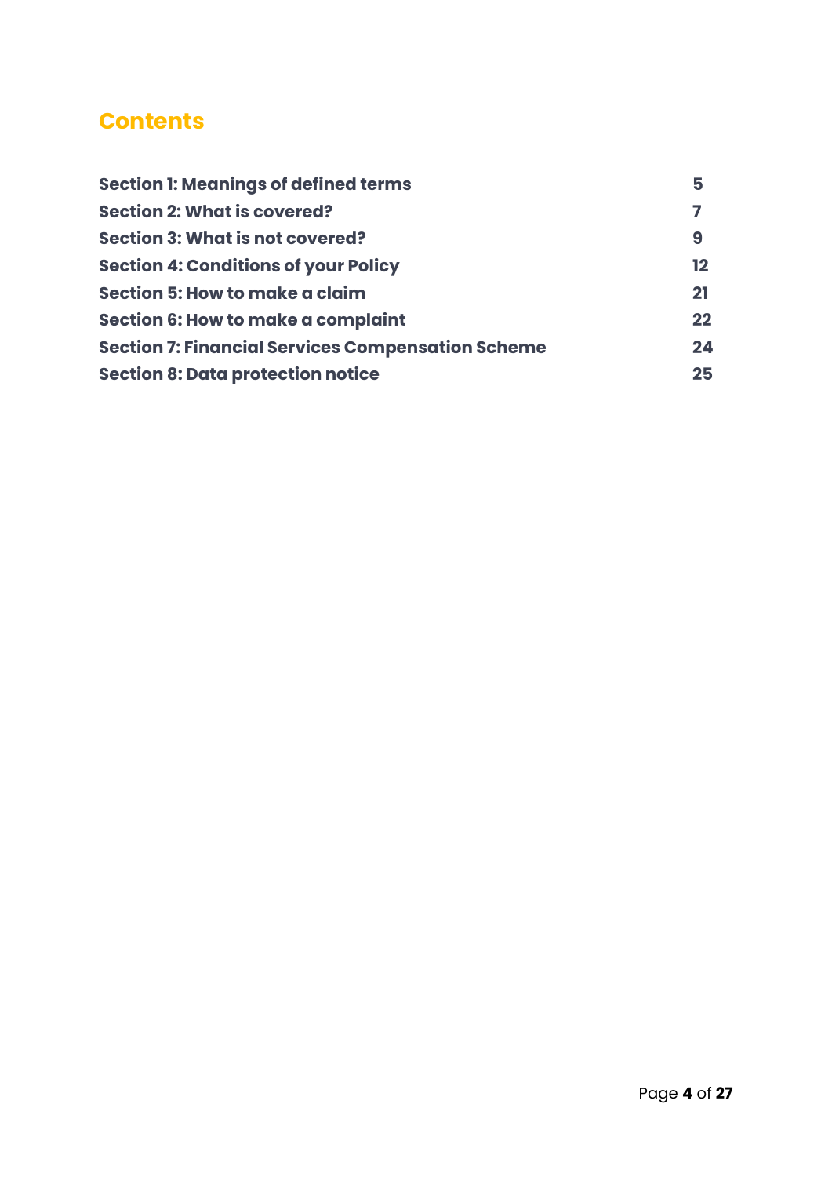## Contents

| | |
|---|---|
| **Section 1: Meanings of defined terms** | **5** |
| **Section 2: What is covered?** | **7** |
| **Section 3: What is not covered?** | **9** |
| **Section 4: Conditions of your Policy** | **12** |
| **Section 5: How to make a claim** | **21** |
| **Section 6: How to make a complaint** | **22** |
| **Section 7: Financial Services Compensation Scheme** | **24** |
| **Section 8: Data protection notice** | **25** |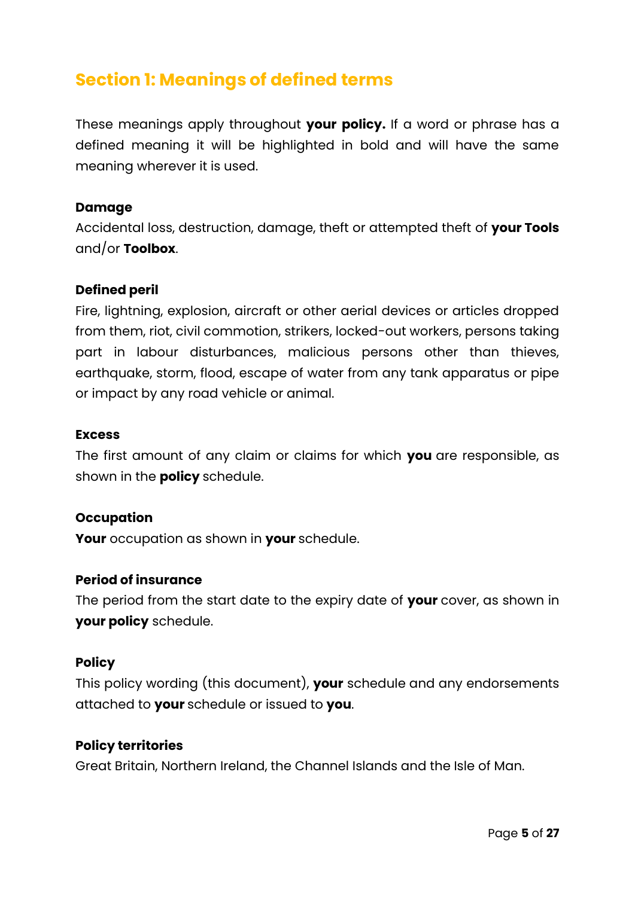## Section 1: Meanings of defined terms

These meanings apply throughout **your policy.** If a word or phrase has a defined meaning it will be highlighted in bold and will have the same meaning wherever it is used.

**Damage**
Accidental loss, destruction, damage, theft or attempted theft of **your Tools** and/or **Toolbox**.

**Defined peril**
Fire, lightning, explosion, aircraft or other aerial devices or articles dropped from them, riot, civil commotion, strikers, locked-out workers, persons taking part in labour disturbances, malicious persons other than thieves, earthquake, storm, flood, escape of water from any tank apparatus or pipe or impact by any road vehicle or animal.

**Excess**
The first amount of any claim or claims for which **you** are responsible, as shown in the **policy** schedule.

**Occupation**
**Your** occupation as shown in **your** schedule.

**Period of insurance**
The period from the start date to the expiry date of **your** cover, as shown in **your policy** schedule.

**Policy**
This policy wording (this document), **your** schedule and any endorsements attached to **your** schedule or issued to **you**.

**Policy territories**
Great Britain, Northern Ireland, the Channel Islands and the Isle of Man.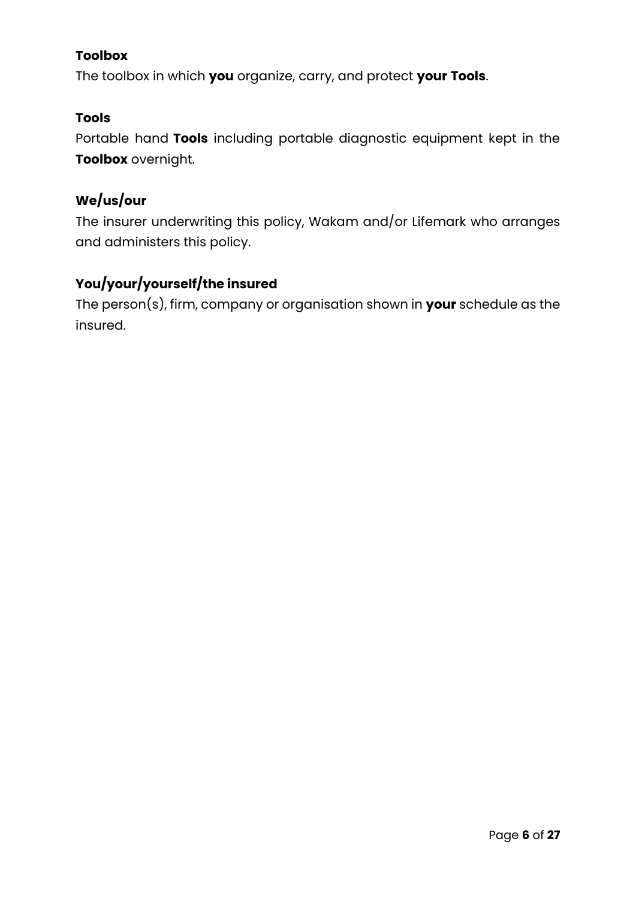**Toolbox**

The toolbox in which **you** organize, carry, and protect **your Tools**.

**Tools**

Portable hand **Tools** including portable diagnostic equipment kept in the **Toolbox** overnight.

## We/us/our

The insurer underwriting this policy, Wakam and/or Lifemark who arranges and administers this policy.

## You/your/yourself/the insured

The person(s), firm, company or organisation shown in **your** schedule as the insured.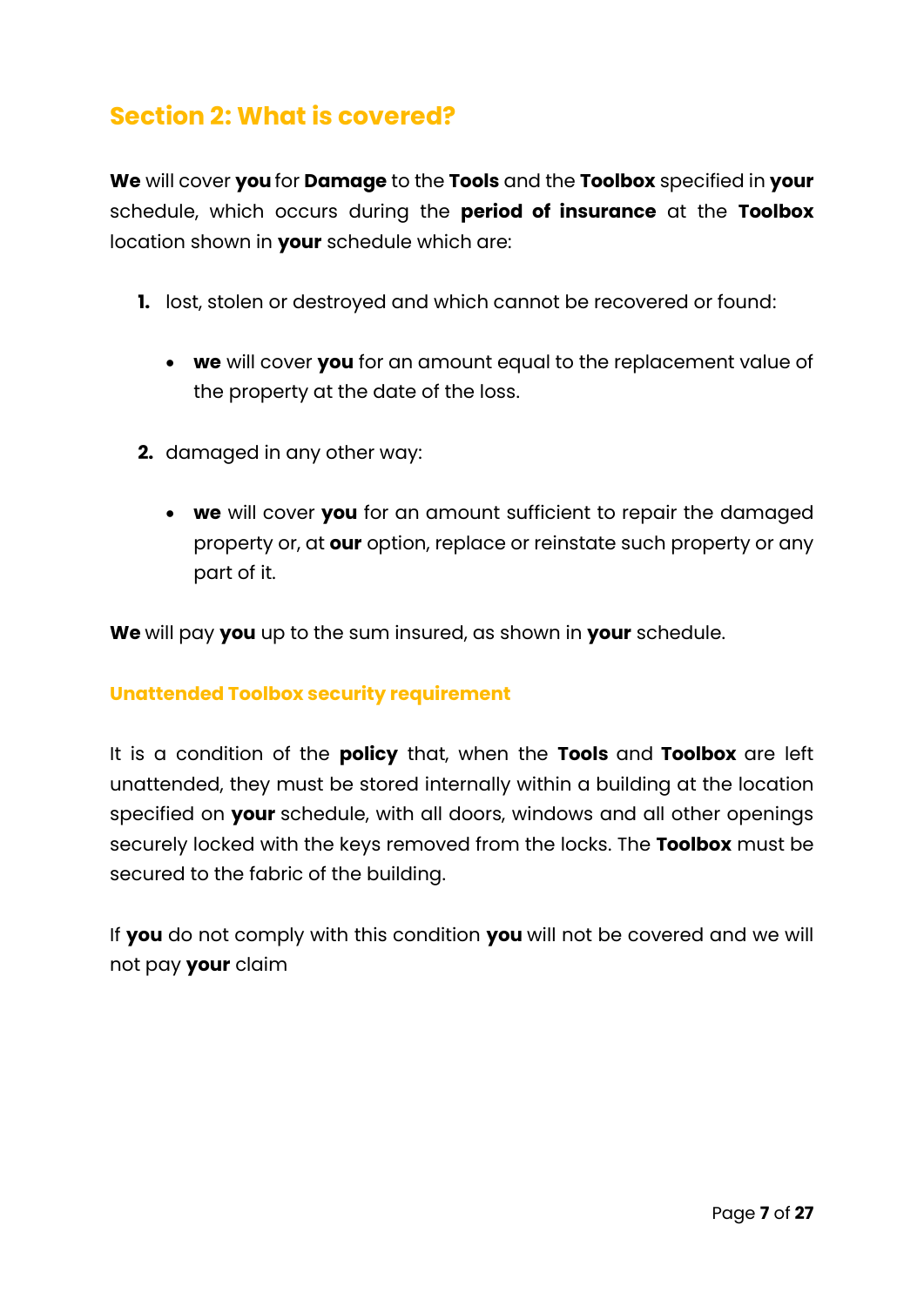## Section 2: What is covered?

**We** will cover **you** for **Damage** to the **Tools** and the **Toolbox** specified in **your** schedule, which occurs during the **period of insurance** at the **Toolbox** location shown in **your** schedule which are:

1. lost, stolen or destroyed and which cannot be recovered or found:
   - **we** will cover **you** for an amount equal to the replacement value of the property at the date of the loss.
2. damaged in any other way:
   - **we** will cover **you** for an amount sufficient to repair the damaged property or, at **our** option, replace or reinstate such property or any part of it.

**We** will pay **you** up to the sum insured, as shown in **your** schedule.

### Unattended Toolbox security requirement

It is a condition of the **policy** that, when the **Tools** and **Toolbox** are left unattended, they must be stored internally within a building at the location specified on **your** schedule, with all doors, windows and all other openings securely locked with the keys removed from the locks. The **Toolbox** must be secured to the fabric of the building.

If **you** do not comply with this condition **you** will not be covered and we will not pay **your** claim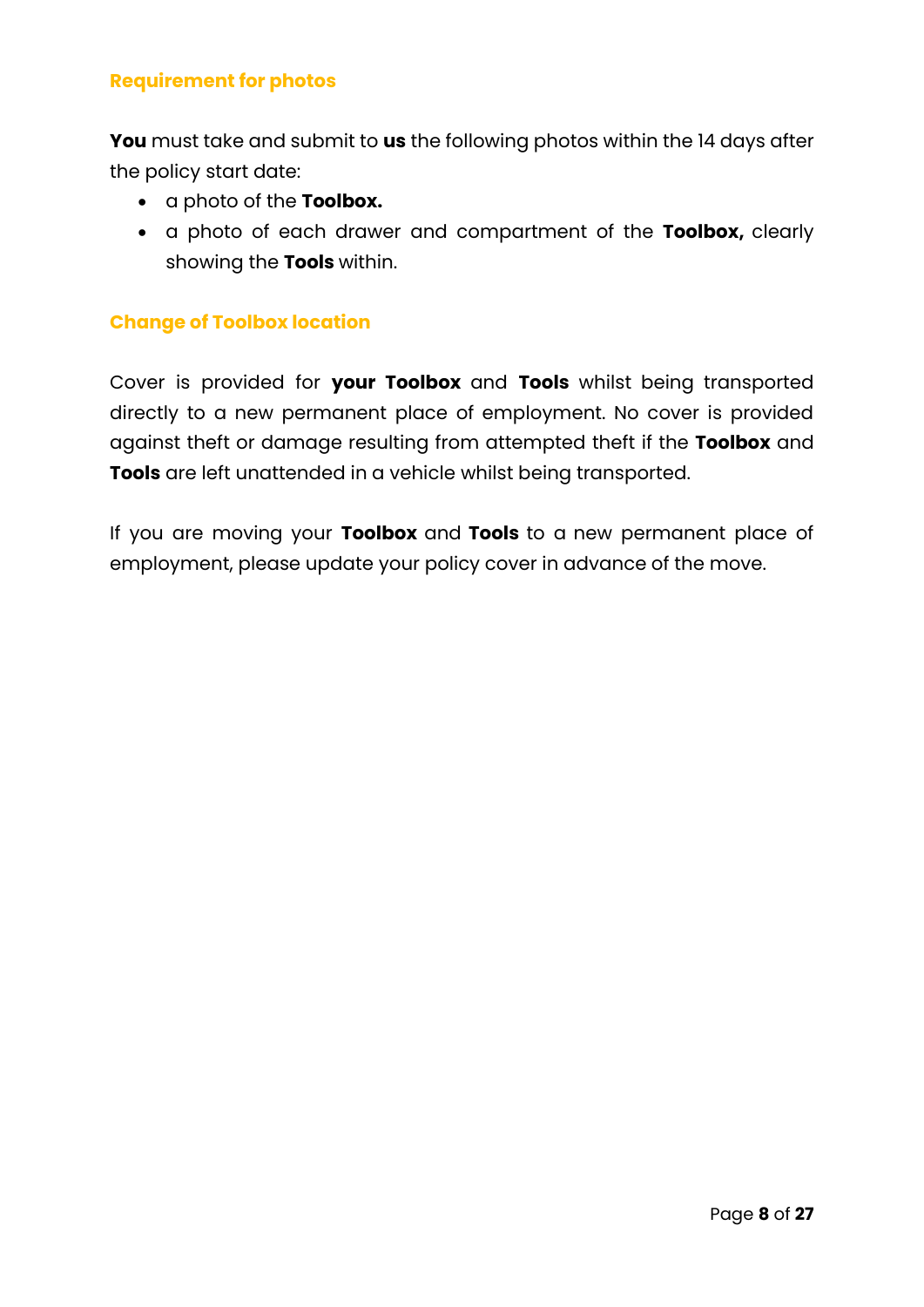### Requirement for photos

**You** must take and submit to **us** the following photos within the 14 days after the policy start date:

- a photo of the **Toolbox.**
- a photo of each drawer and compartment of the **Toolbox,** clearly showing the **Tools** within.

### Change of Toolbox location

Cover is provided for **your Toolbox** and **Tools** whilst being transported directly to a new permanent place of employment. No cover is provided against theft or damage resulting from attempted theft if the **Toolbox** and **Tools** are left unattended in a vehicle whilst being transported.

If you are moving your **Toolbox** and **Tools** to a new permanent place of employment, please update your policy cover in advance of the move.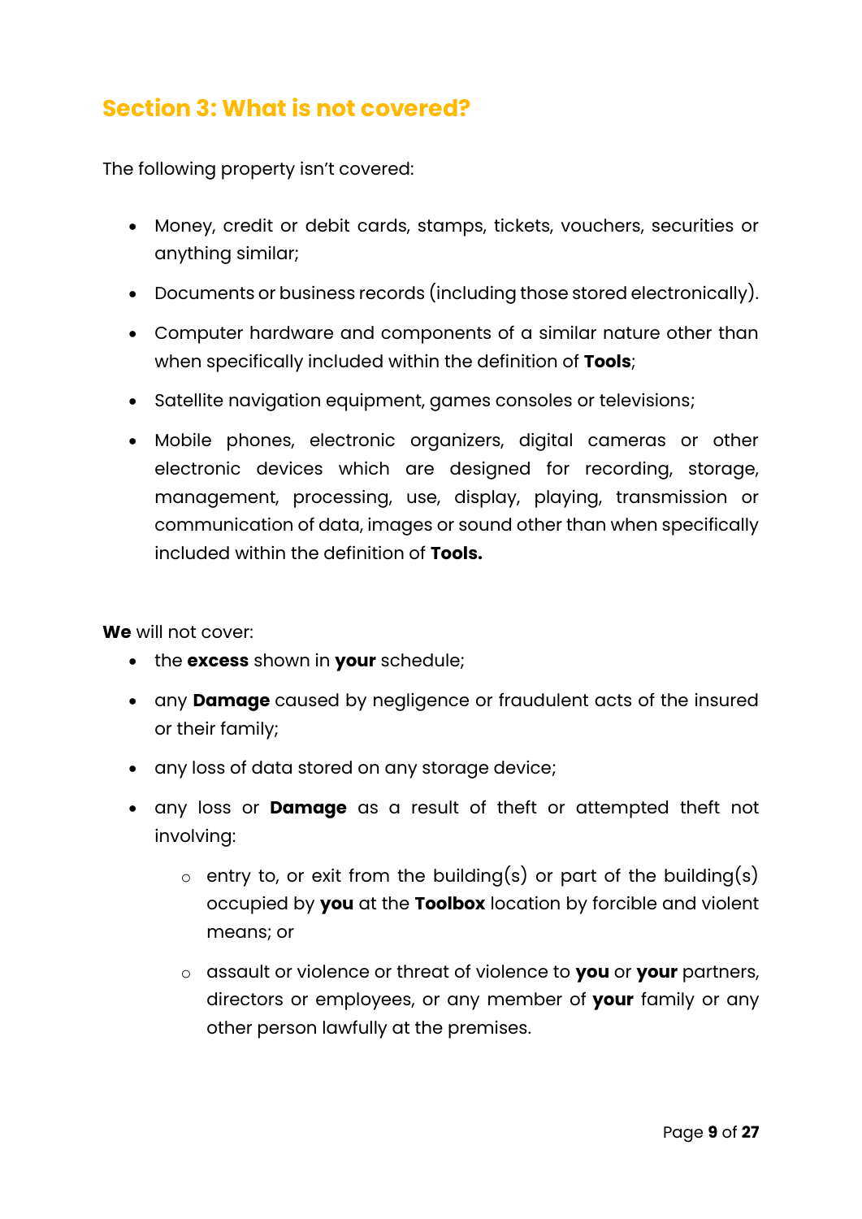## Section 3: What is not covered?

The following property isn't covered:

- Money, credit or debit cards, stamps, tickets, vouchers, securities or anything similar;
- Documents or business records (including those stored electronically).
- Computer hardware and components of a similar nature other than when specifically included within the definition of **Tools**;
- Satellite navigation equipment, games consoles or televisions;
- Mobile phones, electronic organizers, digital cameras or other electronic devices which are designed for recording, storage, management, processing, use, display, playing, transmission or communication of data, images or sound other than when specifically included within the definition of **Tools.**

**We** will not cover:

- the **excess** shown in **your** schedule;
- any **Damage** caused by negligence or fraudulent acts of the insured or their family;
- any loss of data stored on any storage device;
- any loss or **Damage** as a result of theft or attempted theft not involving:
  - entry to, or exit from the building(s) or part of the building(s) occupied by **you** at the **Toolbox** location by forcible and violent means; or
  - assault or violence or threat of violence to **you** or **your** partners, directors or employees, or any member of **your** family or any other person lawfully at the premises.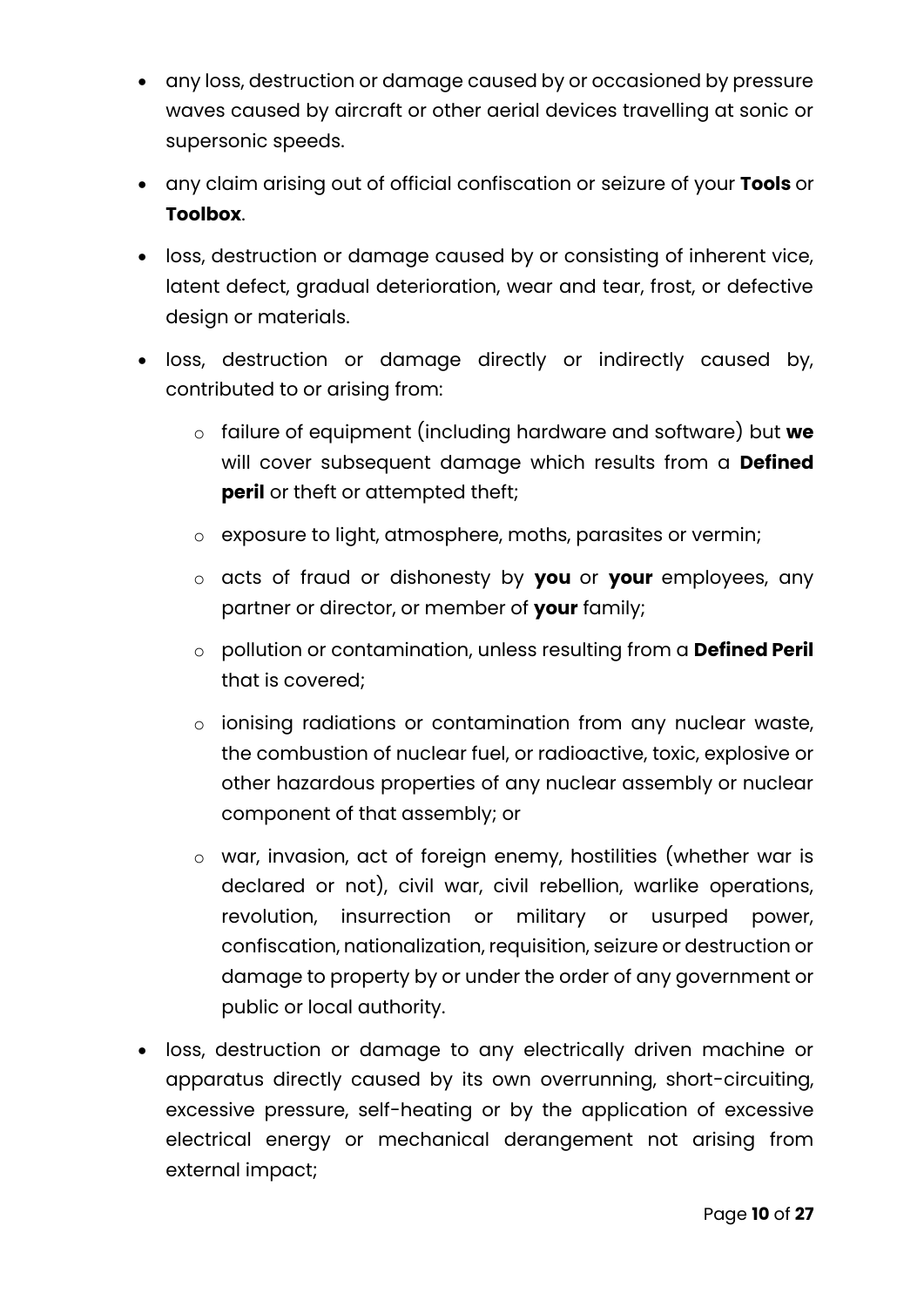- any loss, destruction or damage caused by or occasioned by pressure waves caused by aircraft or other aerial devices travelling at sonic or supersonic speeds.
- any claim arising out of official confiscation or seizure of your **Tools** or **Toolbox**.
- loss, destruction or damage caused by or consisting of inherent vice, latent defect, gradual deterioration, wear and tear, frost, or defective design or materials.
- loss, destruction or damage directly or indirectly caused by, contributed to or arising from:
    - failure of equipment (including hardware and software) but **we** will cover subsequent damage which results from a **Defined peril** or theft or attempted theft;
    - exposure to light, atmosphere, moths, parasites or vermin;
    - acts of fraud or dishonesty by **you** or **your** employees, any partner or director, or member of **your** family;
    - pollution or contamination, unless resulting from a **Defined Peril** that is covered;
    - ionising radiations or contamination from any nuclear waste, the combustion of nuclear fuel, or radioactive, toxic, explosive or other hazardous properties of any nuclear assembly or nuclear component of that assembly; or
    - war, invasion, act of foreign enemy, hostilities (whether war is declared or not), civil war, civil rebellion, warlike operations, revolution, insurrection or military or usurped power, confiscation, nationalization, requisition, seizure or destruction or damage to property by or under the order of any government or public or local authority.
- loss, destruction or damage to any electrically driven machine or apparatus directly caused by its own overrunning, short-circuiting, excessive pressure, self-heating or by the application of excessive electrical energy or mechanical derangement not arising from external impact;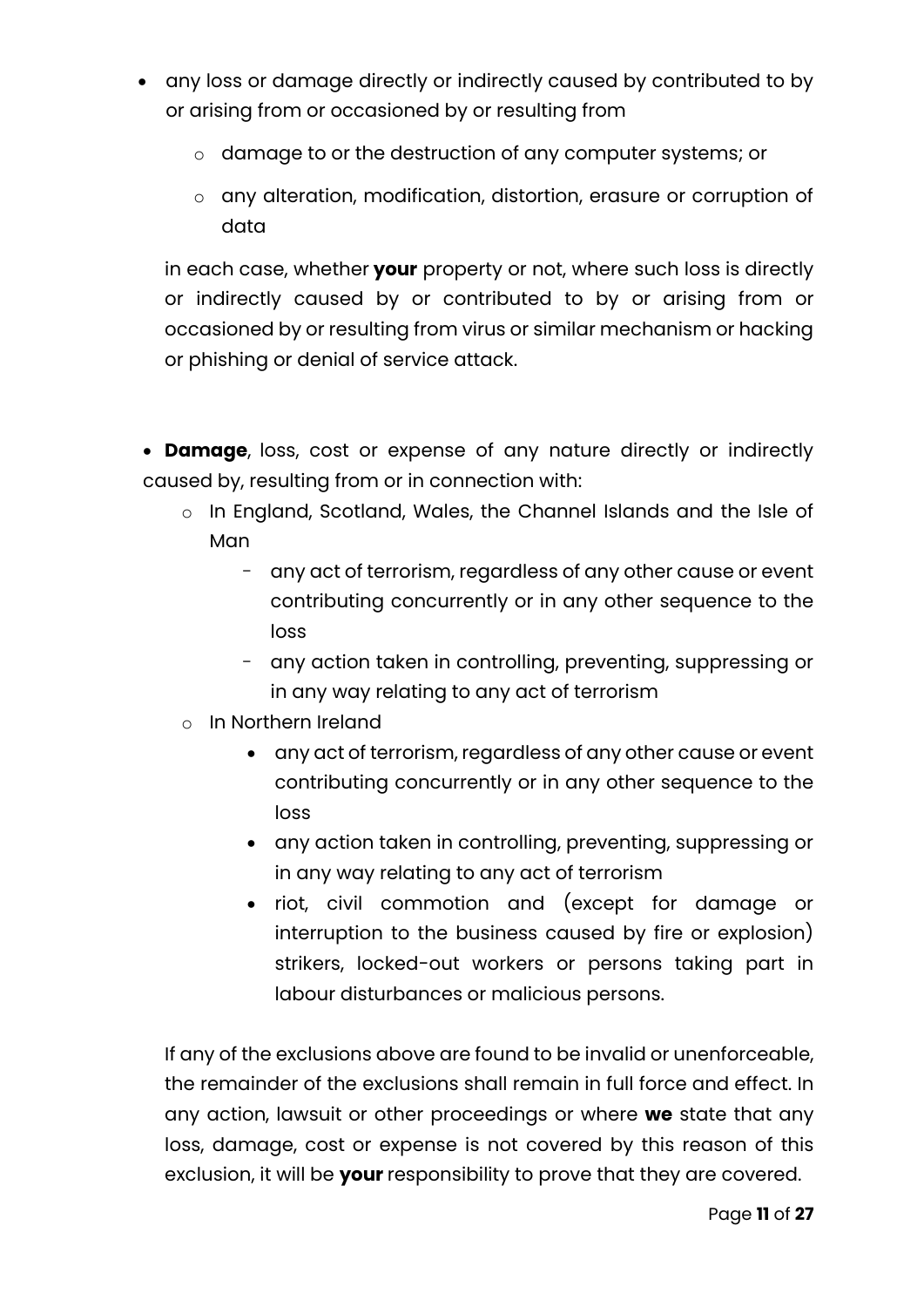- any loss or damage directly or indirectly caused by contributed to by or arising from or occasioned by or resulting from
    - damage to or the destruction of any computer systems; or
    - any alteration, modification, distortion, erasure or corruption of data

  in each case, whether **your** property or not, where such loss is directly or indirectly caused by or contributed to by or arising from or occasioned by or resulting from virus or similar mechanism or hacking or phishing or denial of service attack.

- **Damage**, loss, cost or expense of any nature directly or indirectly caused by, resulting from or in connection with:
    - In England, Scotland, Wales, the Channel Islands and the Isle of Man
        - any act of terrorism, regardless of any other cause or event contributing concurrently or in any other sequence to the loss
        - any action taken in controlling, preventing, suppressing or in any way relating to any act of terrorism
    - In Northern Ireland
        - any act of terrorism, regardless of any other cause or event contributing concurrently or in any other sequence to the loss
        - any action taken in controlling, preventing, suppressing or in any way relating to any act of terrorism
        - riot, civil commotion and (except for damage or interruption to the business caused by fire or explosion) strikers, locked-out workers or persons taking part in labour disturbances or malicious persons.

  If any of the exclusions above are found to be invalid or unenforceable, the remainder of the exclusions shall remain in full force and effect. In any action, lawsuit or other proceedings or where **we** state that any loss, damage, cost or expense is not covered by this reason of this exclusion, it will be **your** responsibility to prove that they are covered.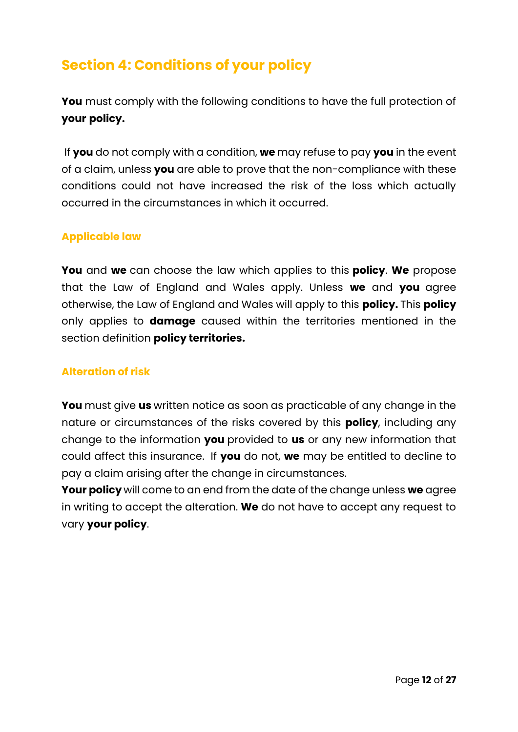# Section 4: Conditions of your policy

**You** must comply with the following conditions to have the full protection of **your policy.**

If **you** do not comply with a condition, **we** may refuse to pay **you** in the event of a claim, unless **you** are able to prove that the non-compliance with these conditions could not have increased the risk of the loss which actually occurred in the circumstances in which it occurred.

## Applicable law

**You** and **we** can choose the law which applies to this **policy**. **We** propose that the Law of England and Wales apply. Unless **we** and **you** agree otherwise, the Law of England and Wales will apply to this **policy.** This **policy** only applies to **damage** caused within the territories mentioned in the section definition **policy territories.**

## Alteration of risk

**You** must give **us** written notice as soon as practicable of any change in the nature or circumstances of the risks covered by this **policy**, including any change to the information **you** provided to **us** or any new information that could affect this insurance. If **you** do not, **we** may be entitled to decline to pay a claim arising after the change in circumstances.

**Your policy** will come to an end from the date of the change unless **we** agree in writing to accept the alteration. **We** do not have to accept any request to vary **your policy**.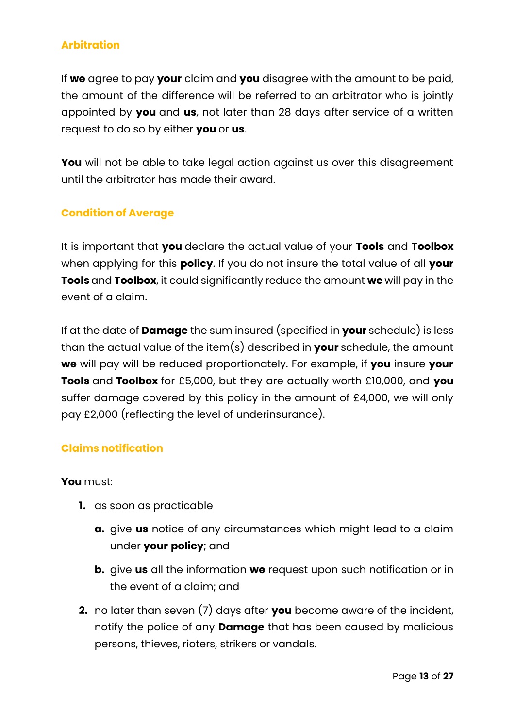## Arbitration

If **we** agree to pay **your** claim and **you** disagree with the amount to be paid, the amount of the difference will be referred to an arbitrator who is jointly appointed by **you** and **us**, not later than 28 days after service of a written request to do so by either **you** or **us**.

**You** will not be able to take legal action against us over this disagreement until the arbitrator has made their award.

## Condition of Average

It is important that **you** declare the actual value of your **Tools** and **Toolbox** when applying for this **policy**. If you do not insure the total value of all **your** **Tools** and **Toolbox**, it could significantly reduce the amount **we** will pay in the event of a claim.

If at the date of **Damage** the sum insured (specified in **your** schedule) is less than the actual value of the item(s) described in **your** schedule, the amount **we** will pay will be reduced proportionately. For example, if **you** insure **your** **Tools** and **Toolbox** for £5,000, but they are actually worth £10,000, and **you** suffer damage covered by this policy in the amount of £4,000, we will only pay £2,000 (reflecting the level of underinsurance).

## Claims notification

**You** must:

1. as soon as practicable
   a. give **us** notice of any circumstances which might lead to a claim under **your policy**; and
   b. give **us** all the information **we** request upon such notification or in the event of a claim; and
2. no later than seven (7) days after **you** become aware of the incident, notify the police of any **Damage** that has been caused by malicious persons, thieves, rioters, strikers or vandals.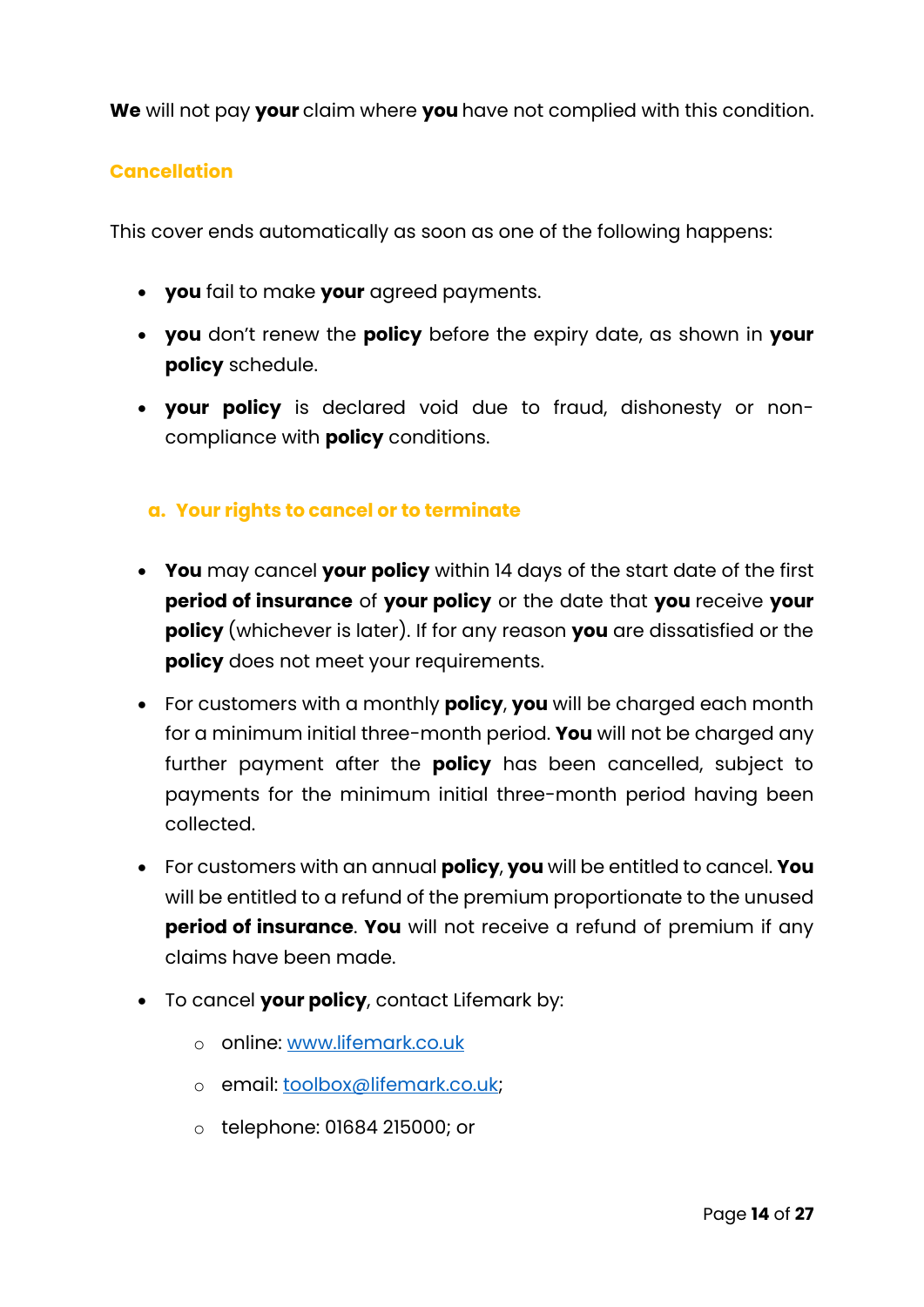**We** will not pay **your** claim where **you** have not complied with this condition.

## Cancellation

This cover ends automatically as soon as one of the following happens:

- **you** fail to make **your** agreed payments.
- **you** don't renew the **policy** before the expiry date, as shown in **your policy** schedule.
- **your policy** is declared void due to fraud, dishonesty or non-compliance with **policy** conditions.

### a. Your rights to cancel or to terminate

- **You** may cancel **your policy** within 14 days of the start date of the first **period of insurance** of **your policy** or the date that **you** receive **your policy** (whichever is later). If for any reason **you** are dissatisfied or the **policy** does not meet your requirements.
- For customers with a monthly **policy**, **you** will be charged each month for a minimum initial three-month period. **You** will not be charged any further payment after the **policy** has been cancelled, subject to payments for the minimum initial three-month period having been collected.
- For customers with an annual **policy**, **you** will be entitled to cancel. **You** will be entitled to a refund of the premium proportionate to the unused **period of insurance**. **You** will not receive a refund of premium if any claims have been made.
- To cancel **your policy**, contact Lifemark by:
  - online: [www.lifemark.co.uk](http://www.lifemark.co.uk)
  - email: [toolbox@lifemark.co.uk](mailto:toolbox@lifemark.co.uk);
  - telephone: 01684 215000; or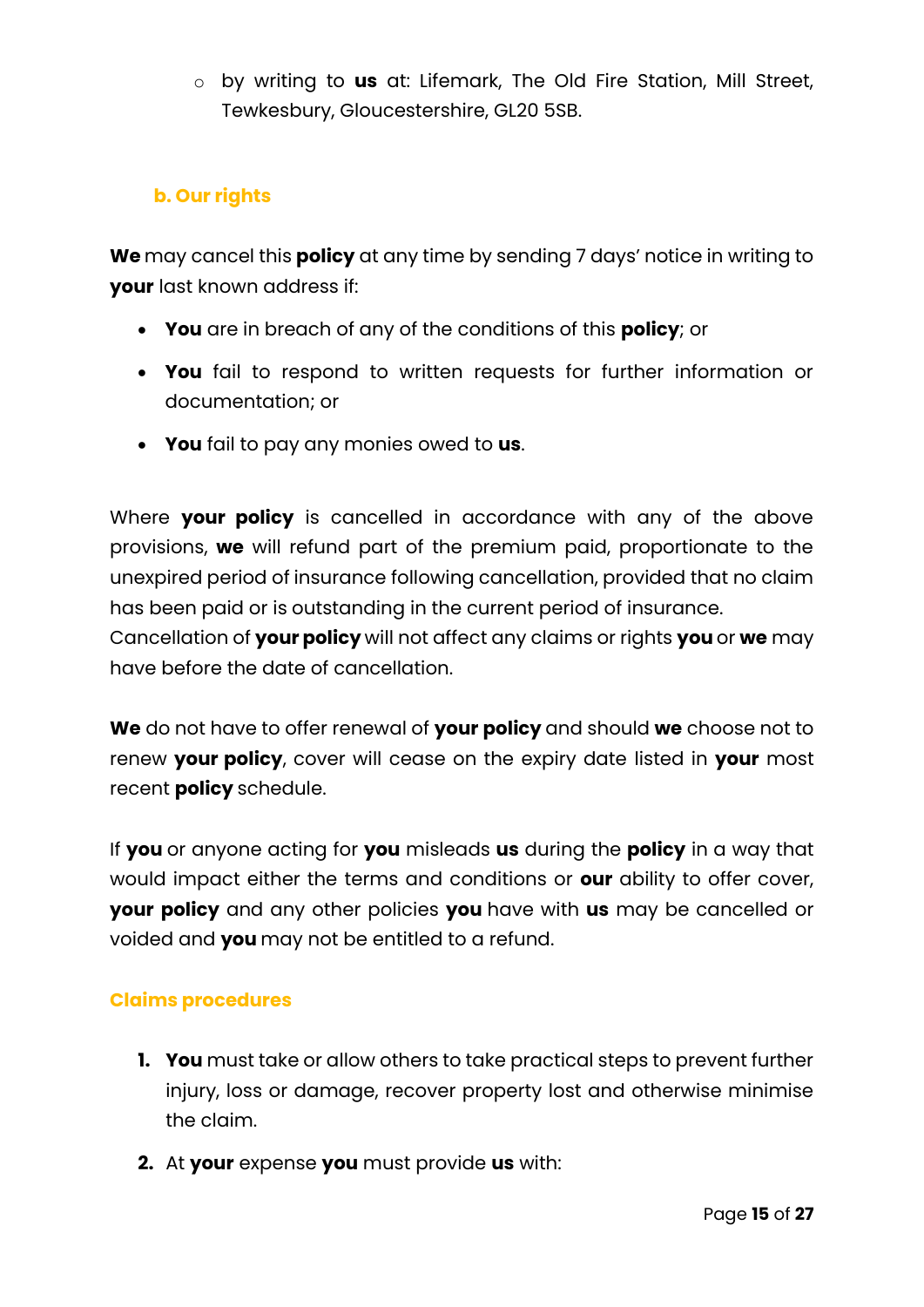- by writing to **us** at: Lifemark, The Old Fire Station, Mill Street, Tewkesbury, Gloucestershire, GL20 5SB.

### b. Our rights

**We** may cancel this **policy** at any time by sending 7 days' notice in writing to **your** last known address if:

- **You** are in breach of any of the conditions of this **policy**; or
- **You** fail to respond to written requests for further information or documentation; or
- **You** fail to pay any monies owed to **us**.

Where **your policy** is cancelled in accordance with any of the above provisions, **we** will refund part of the premium paid, proportionate to the unexpired period of insurance following cancellation, provided that no claim has been paid or is outstanding in the current period of insurance.
Cancellation of **your policy** will not affect any claims or rights **you** or **we** may have before the date of cancellation.

**We** do not have to offer renewal of **your policy** and should **we** choose not to renew **your policy**, cover will cease on the expiry date listed in **your** most recent **policy** schedule.

If **you** or anyone acting for **you** misleads **us** during the **policy** in a way that would impact either the terms and conditions or **our** ability to offer cover, **your policy** and any other policies **you** have with **us** may be cancelled or voided and **you** may not be entitled to a refund.

## Claims procedures

1. **You** must take or allow others to take practical steps to prevent further injury, loss or damage, recover property lost and otherwise minimise the claim.
2. At **your** expense **you** must provide **us** with: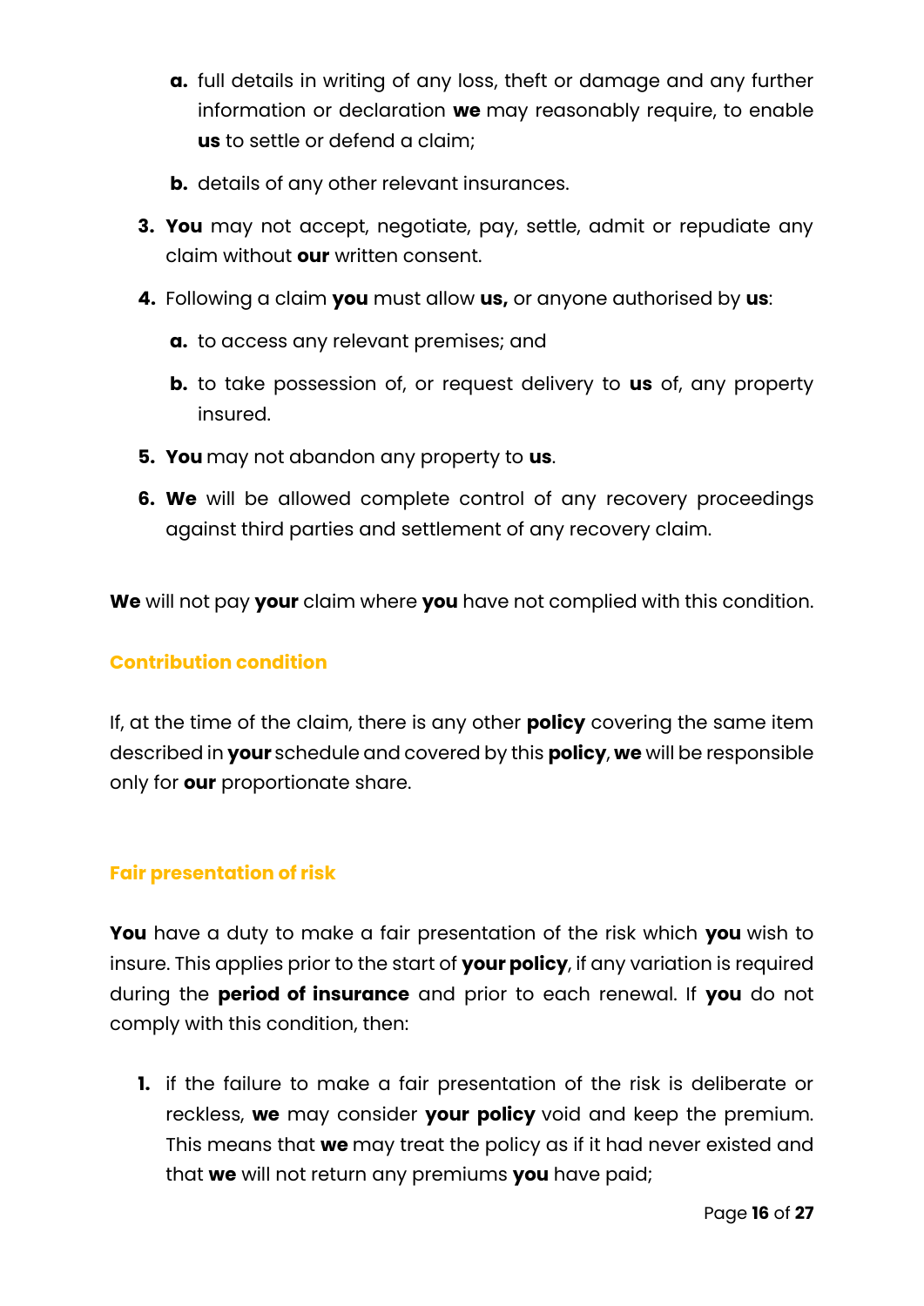a. full details in writing of any loss, theft or damage and any further information or declaration **we** may reasonably require, to enable **us** to settle or defend a claim;

b. details of any other relevant insurances.

3. **You** may not accept, negotiate, pay, settle, admit or repudiate any claim without **our** written consent.

4. Following a claim **you** must allow **us,** or anyone authorised by **us**:

   a. to access any relevant premises; and

   b. to take possession of, or request delivery to **us** of, any property insured.

5. **You** may not abandon any property to **us**.

6. **We** will be allowed complete control of any recovery proceedings against third parties and settlement of any recovery claim.

**We** will not pay **your** claim where **you** have not complied with this condition.

## Contribution condition

If, at the time of the claim, there is any other **policy** covering the same item described in **your** schedule and covered by this **policy**, **we** will be responsible only for **our** proportionate share.

## Fair presentation of risk

**You** have a duty to make a fair presentation of the risk which **you** wish to insure. This applies prior to the start of **your policy**, if any variation is required during the **period of insurance** and prior to each renewal. If **you** do not comply with this condition, then:

1. if the failure to make a fair presentation of the risk is deliberate or reckless, **we** may consider **your policy** void and keep the premium. This means that **we** may treat the policy as if it had never existed and that **we** will not return any premiums **you** have paid;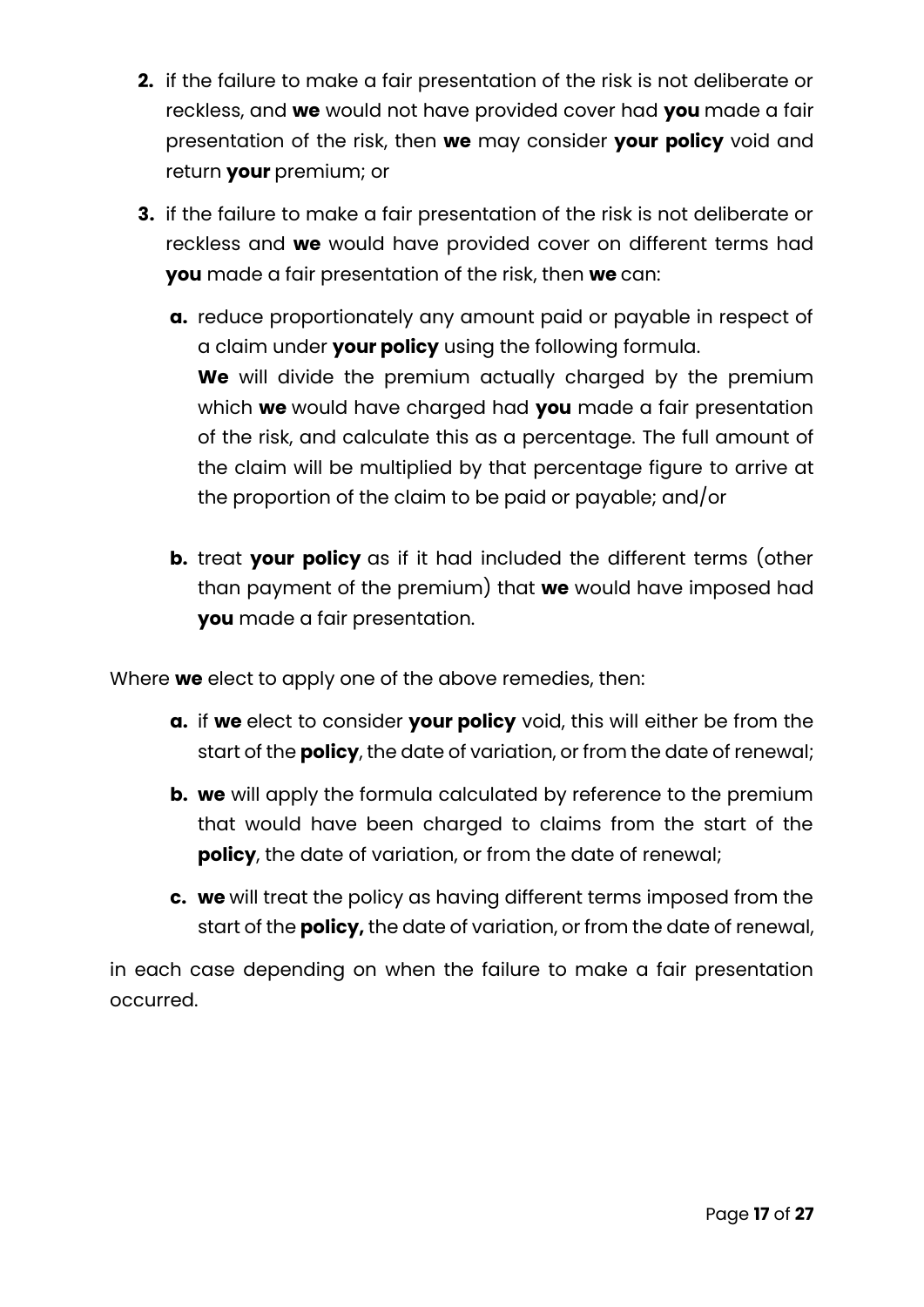2. if the failure to make a fair presentation of the risk is not deliberate or reckless, and **we** would not have provided cover had **you** made a fair presentation of the risk, then **we** may consider **your policy** void and return **your** premium; or

3. if the failure to make a fair presentation of the risk is not deliberate or reckless and **we** would have provided cover on different terms had **you** made a fair presentation of the risk, then **we** can:

   a. reduce proportionately any amount paid or payable in respect of a claim under **your policy** using the following formula.
   **We** will divide the premium actually charged by the premium which **we** would have charged had **you** made a fair presentation of the risk, and calculate this as a percentage. The full amount of the claim will be multiplied by that percentage figure to arrive at the proportion of the claim to be paid or payable; and/or

   b. treat **your policy** as if it had included the different terms (other than payment of the premium) that **we** would have imposed had **you** made a fair presentation.

Where **we** elect to apply one of the above remedies, then:

a. if **we** elect to consider **your policy** void, this will either be from the start of the **policy**, the date of variation, or from the date of renewal;

b. **we** will apply the formula calculated by reference to the premium that would have been charged to claims from the start of the **policy**, the date of variation, or from the date of renewal;

c. **we** will treat the policy as having different terms imposed from the start of the **policy,** the date of variation, or from the date of renewal,

in each case depending on when the failure to make a fair presentation occurred.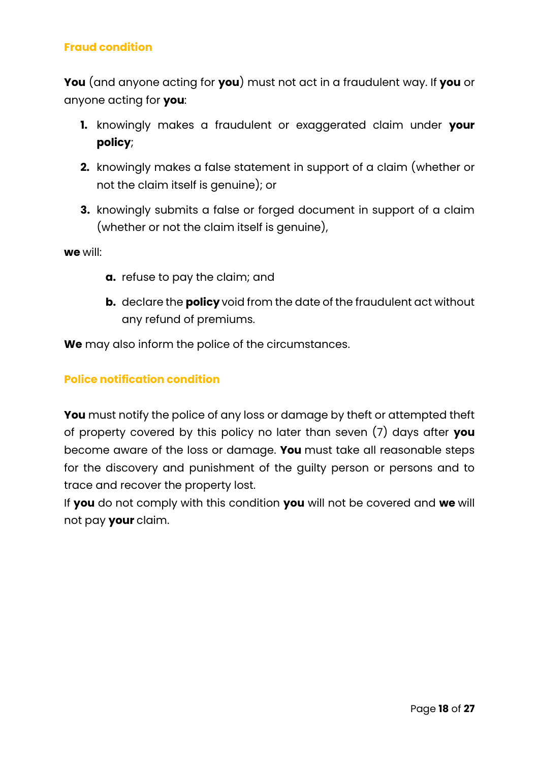### Fraud condition

**You** (and anyone acting for **you**) must not act in a fraudulent way. If **you** or anyone acting for **you**:

1. knowingly makes a fraudulent or exaggerated claim under **your policy**;
2. knowingly makes a false statement in support of a claim (whether or not the claim itself is genuine); or
3. knowingly submits a false or forged document in support of a claim (whether or not the claim itself is genuine),

**we** will:

a. refuse to pay the claim; and

b. declare the **policy** void from the date of the fraudulent act without any refund of premiums.

**We** may also inform the police of the circumstances.

### Police notification condition

**You** must notify the police of any loss or damage by theft or attempted theft of property covered by this policy no later than seven (7) days after **you** become aware of the loss or damage. **You** must take all reasonable steps for the discovery and punishment of the guilty person or persons and to trace and recover the property lost.
If **you** do not comply with this condition **you** will not be covered and **we** will not pay **your** claim.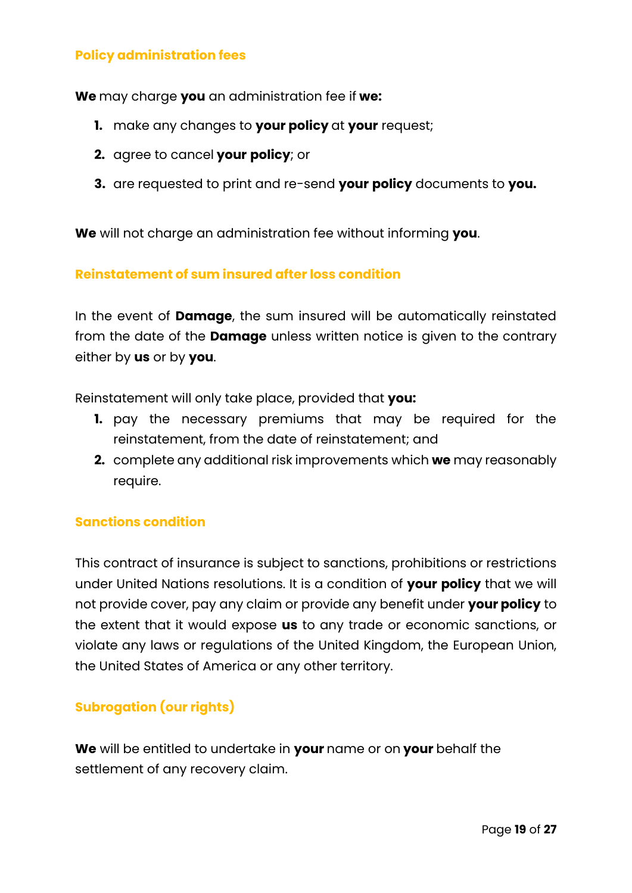### Policy administration fees

**We** may charge **you** an administration fee if **we:**

1. make any changes to **your policy** at **your** request;
2. agree to cancel **your policy**; or
3. are requested to print and re-send **your policy** documents to **you.**

**We** will not charge an administration fee without informing **you**.

### Reinstatement of sum insured after loss condition

In the event of **Damage**, the sum insured will be automatically reinstated from the date of the **Damage** unless written notice is given to the contrary either by **us** or by **you**.

Reinstatement will only take place, provided that **you:**

1. pay the necessary premiums that may be required for the reinstatement, from the date of reinstatement; and
2. complete any additional risk improvements which **we** may reasonably require.

### Sanctions condition

This contract of insurance is subject to sanctions, prohibitions or restrictions under United Nations resolutions. It is a condition of **your policy** that we will not provide cover, pay any claim or provide any benefit under **your policy** to the extent that it would expose **us** to any trade or economic sanctions, or violate any laws or regulations of the United Kingdom, the European Union, the United States of America or any other territory.

### Subrogation (our rights)

**We** will be entitled to undertake in **your** name or on **your** behalf the settlement of any recovery claim.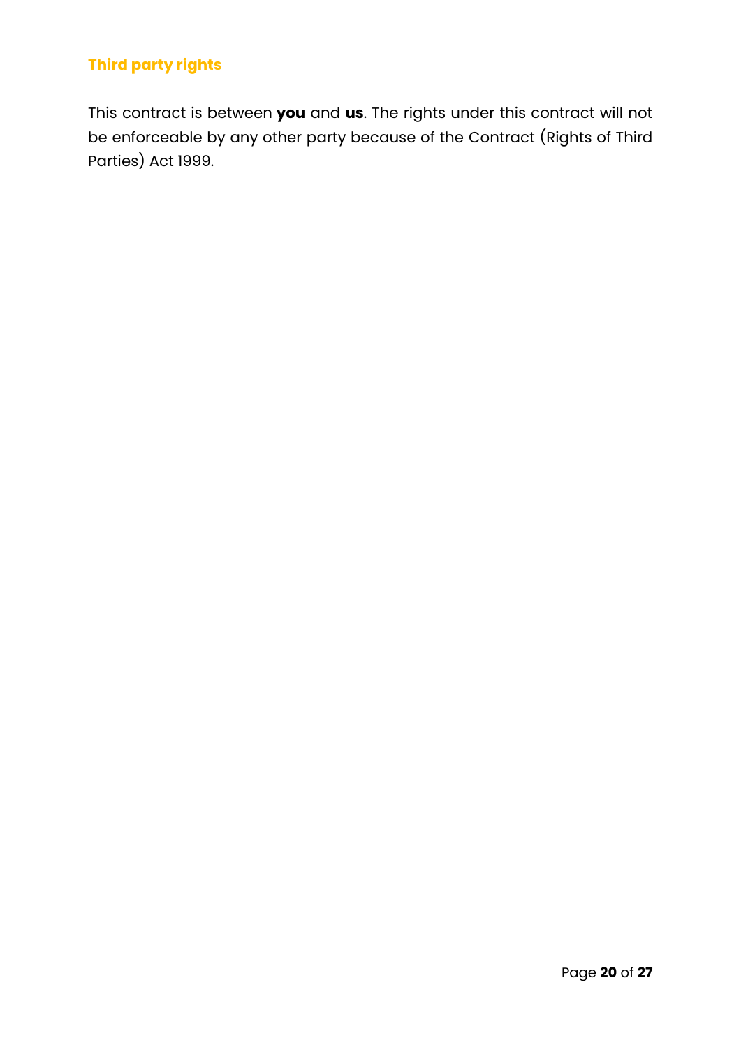### Third party rights

This contract is between **you** and **us**. The rights under this contract will not be enforceable by any other party because of the Contract (Rights of Third Parties) Act 1999.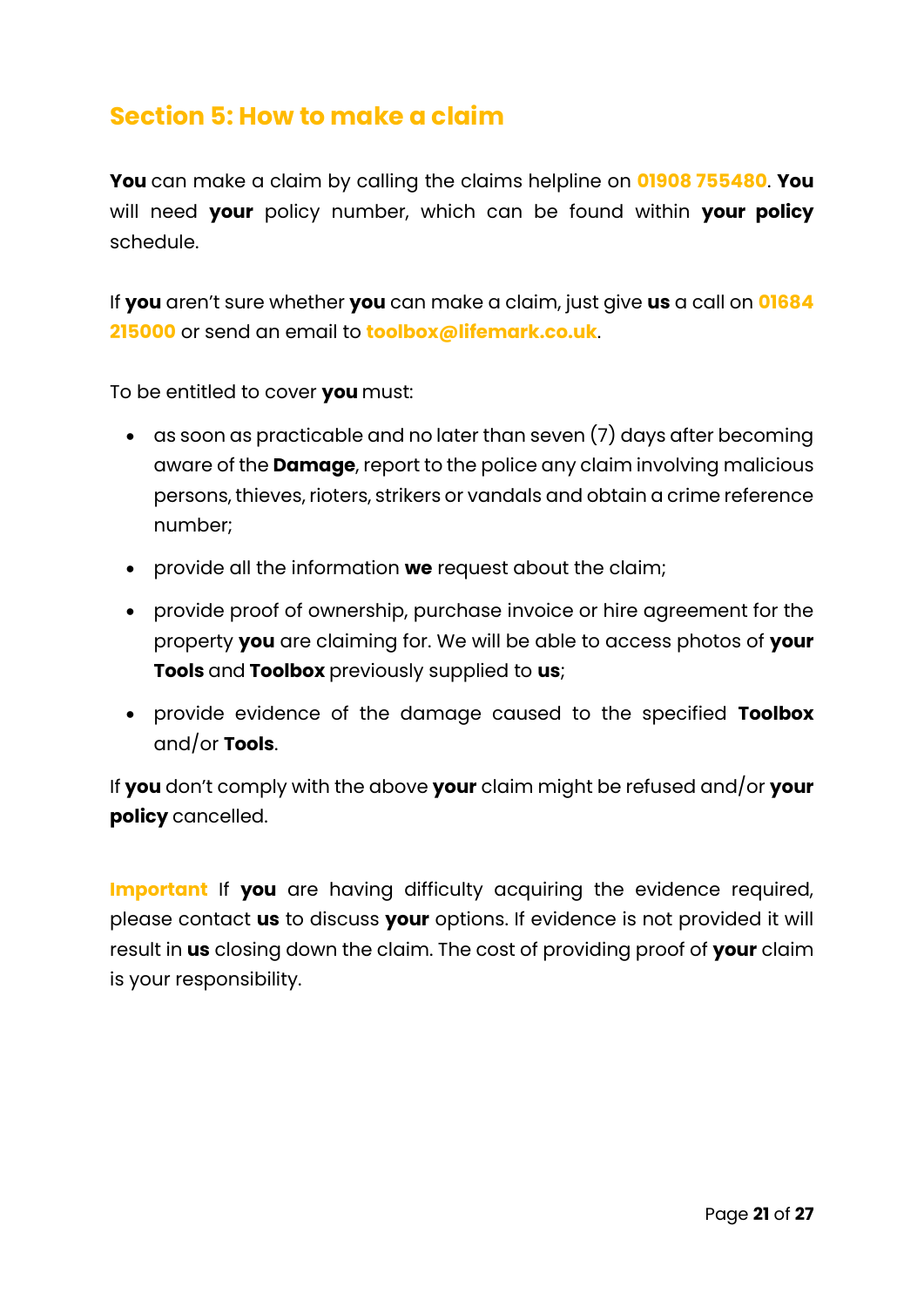## Section 5: How to make a claim

**You** can make a claim by calling the claims helpline on **01908 755480**. **You** will need **your** policy number, which can be found within **your policy** schedule.

If **you** aren't sure whether **you** can make a claim, just give **us** a call on **01684 215000** or send an email to **toolbox@lifemark.co.uk**.

To be entitled to cover **you** must:

- as soon as practicable and no later than seven (7) days after becoming aware of the **Damage**, report to the police any claim involving malicious persons, thieves, rioters, strikers or vandals and obtain a crime reference number;
- provide all the information **we** request about the claim;
- provide proof of ownership, purchase invoice or hire agreement for the property **you** are claiming for. We will be able to access photos of **your Tools** and **Toolbox** previously supplied to **us**;
- provide evidence of the damage caused to the specified **Toolbox** and/or **Tools**.

If **you** don't comply with the above **your** claim might be refused and/or **your policy** cancelled.

**Important** If **you** are having difficulty acquiring the evidence required, please contact **us** to discuss **your** options. If evidence is not provided it will result in **us** closing down the claim. The cost of providing proof of **your** claim is your responsibility.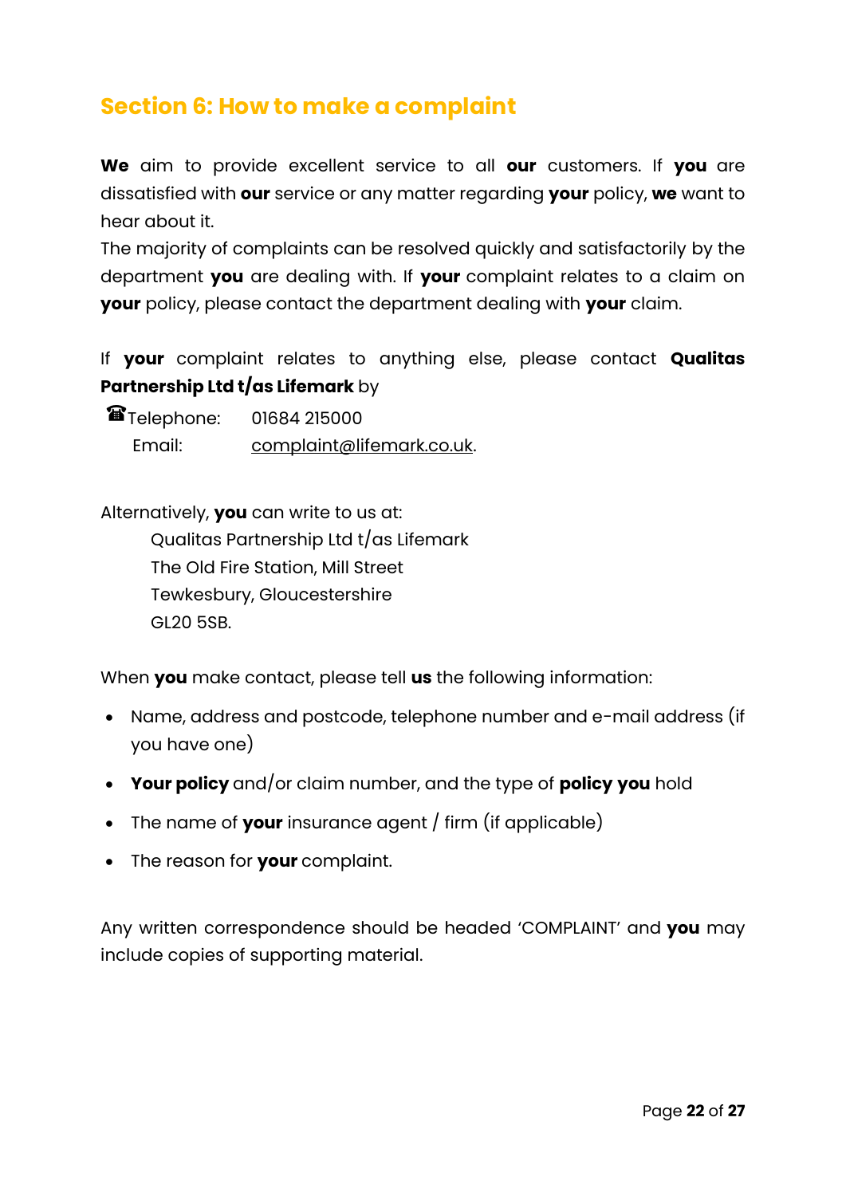## Section 6: How to make a complaint

**We** aim to provide excellent service to all **our** customers. If **you** are dissatisfied with **our** service or any matter regarding **your** policy, **we** want to hear about it.

The majority of complaints can be resolved quickly and satisfactorily by the department **you** are dealing with. If **your** complaint relates to a claim on **your** policy, please contact the department dealing with **your** claim.

If **your** complaint relates to anything else, please contact **Qualitas Partnership Ltd t/as Lifemark** by

☎Telephone: 01684 215000
Email: complaint@lifemark.co.uk.

Alternatively, **you** can write to us at:

Qualitas Partnership Ltd t/as Lifemark
The Old Fire Station, Mill Street
Tewkesbury, Gloucestershire
GL20 5SB.

When **you** make contact, please tell **us** the following information:

- Name, address and postcode, telephone number and e-mail address (if you have one)
- **Your policy** and/or claim number, and the type of **policy you** hold
- The name of **your** insurance agent / firm (if applicable)
- The reason for **your** complaint.

Any written correspondence should be headed 'COMPLAINT' and **you** may include copies of supporting material.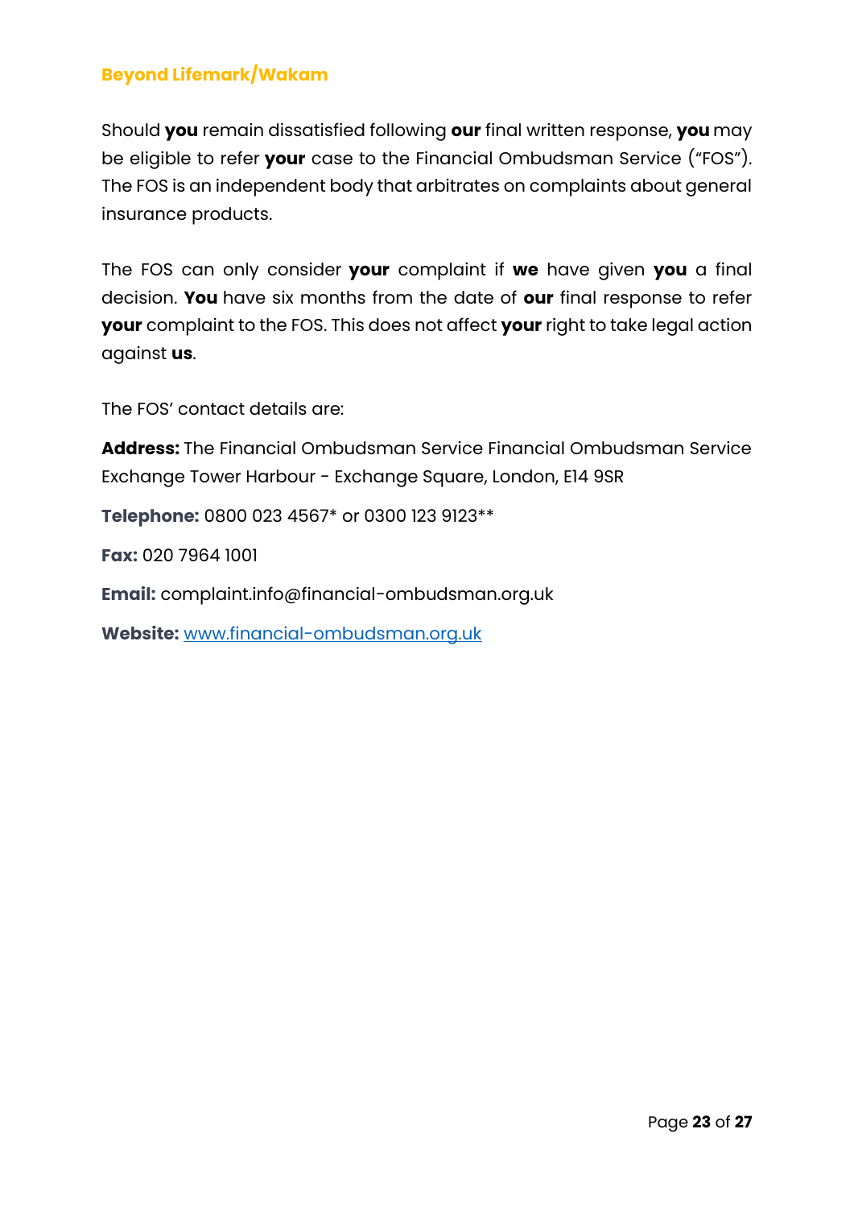### Beyond Lifemark/Wakam

Should **you** remain dissatisfied following **our** final written response, **you** may be eligible to refer **your** case to the Financial Ombudsman Service ("FOS"). The FOS is an independent body that arbitrates on complaints about general insurance products.

The FOS can only consider **your** complaint if **we** have given **you** a final decision. **You** have six months from the date of **our** final response to refer **your** complaint to the FOS. This does not affect **your** right to take legal action against **us**.

The FOS' contact details are:

**Address:** The Financial Ombudsman Service Financial Ombudsman Service Exchange Tower Harbour - Exchange Square, London, E14 9SR

**Telephone:** 0800 023 4567* or 0300 123 9123**

**Fax:** 020 7964 1001

**Email:** complaint.info@financial-ombudsman.org.uk

**Website:** [www.financial-ombudsman.org.uk](http://www.financial-ombudsman.org.uk)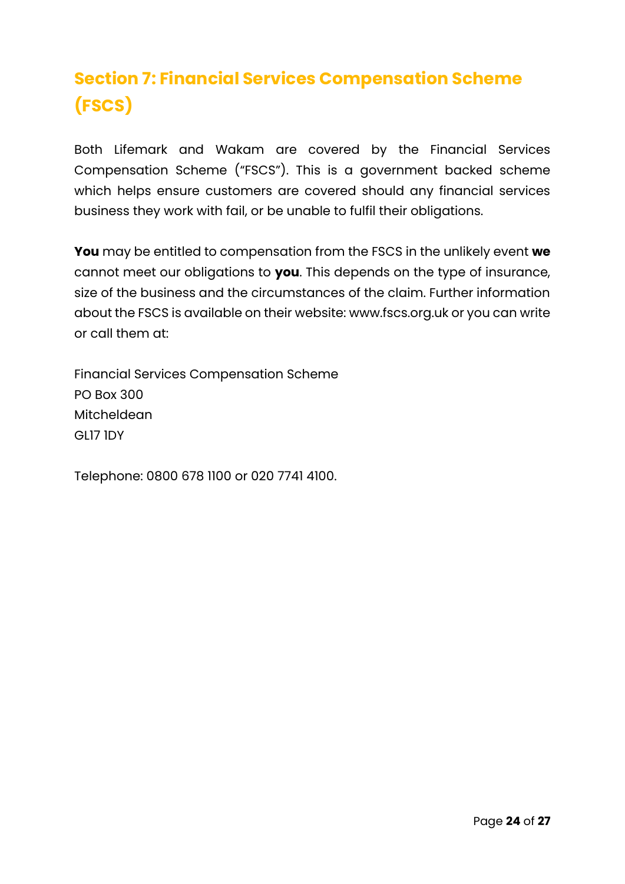# Section 7: Financial Services Compensation Scheme (FSCS)

Both Lifemark and Wakam are covered by the Financial Services Compensation Scheme ("FSCS"). This is a government backed scheme which helps ensure customers are covered should any financial services business they work with fail, or be unable to fulfil their obligations.

**You** may be entitled to compensation from the FSCS in the unlikely event **we** cannot meet our obligations to **you**. This depends on the type of insurance, size of the business and the circumstances of the claim. Further information about the FSCS is available on their website: www.fscs.org.uk or you can write or call them at:

Financial Services Compensation Scheme
PO Box 300
Mitcheldean
GL17 1DY

Telephone: 0800 678 1100 or 020 7741 4100.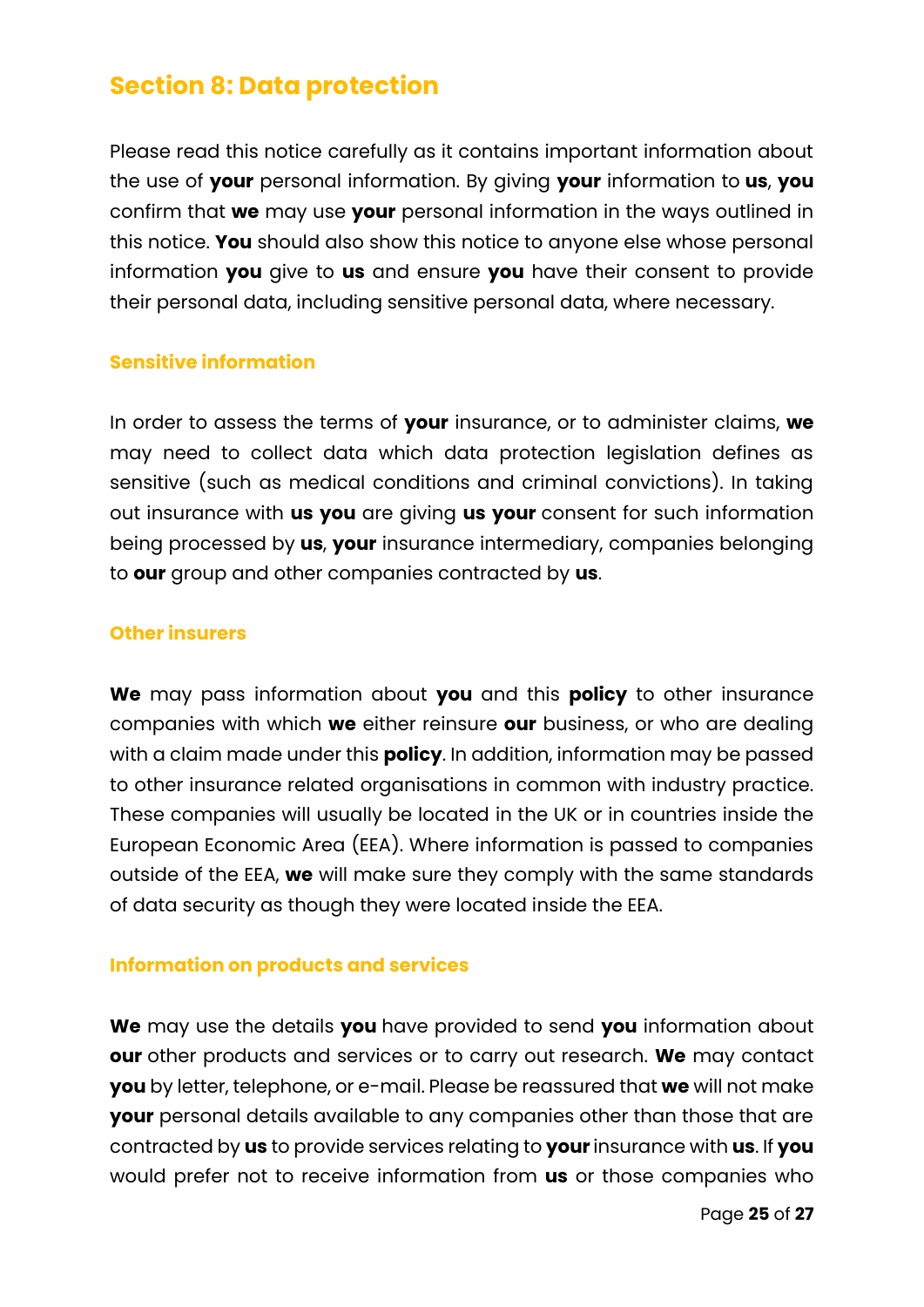## Section 8: Data protection

Please read this notice carefully as it contains important information about the use of **your** personal information. By giving **your** information to **us**, **you** confirm that **we** may use **your** personal information in the ways outlined in this notice. **You** should also show this notice to anyone else whose personal information **you** give to **us** and ensure **you** have their consent to provide their personal data, including sensitive personal data, where necessary.

### Sensitive information

In order to assess the terms of **your** insurance, or to administer claims, **we** may need to collect data which data protection legislation defines as sensitive (such as medical conditions and criminal convictions). In taking out insurance with **us you** are giving **us your** consent for such information being processed by **us**, **your** insurance intermediary, companies belonging to **our** group and other companies contracted by **us**.

### Other insurers

**We** may pass information about **you** and this **policy** to other insurance companies with which **we** either reinsure **our** business, or who are dealing with a claim made under this **policy**. In addition, information may be passed to other insurance related organisations in common with industry practice. These companies will usually be located in the UK or in countries inside the European Economic Area (EEA). Where information is passed to companies outside of the EEA, **we** will make sure they comply with the same standards of data security as though they were located inside the EEA.

### Information on products and services

**We** may use the details **you** have provided to send **you** information about **our** other products and services or to carry out research. **We** may contact **you** by letter, telephone, or e-mail. Please be reassured that **we** will not make **your** personal details available to any companies other than those that are contracted by **us** to provide services relating to **your** insurance with **us**. If **you** would prefer not to receive information from **us** or those companies who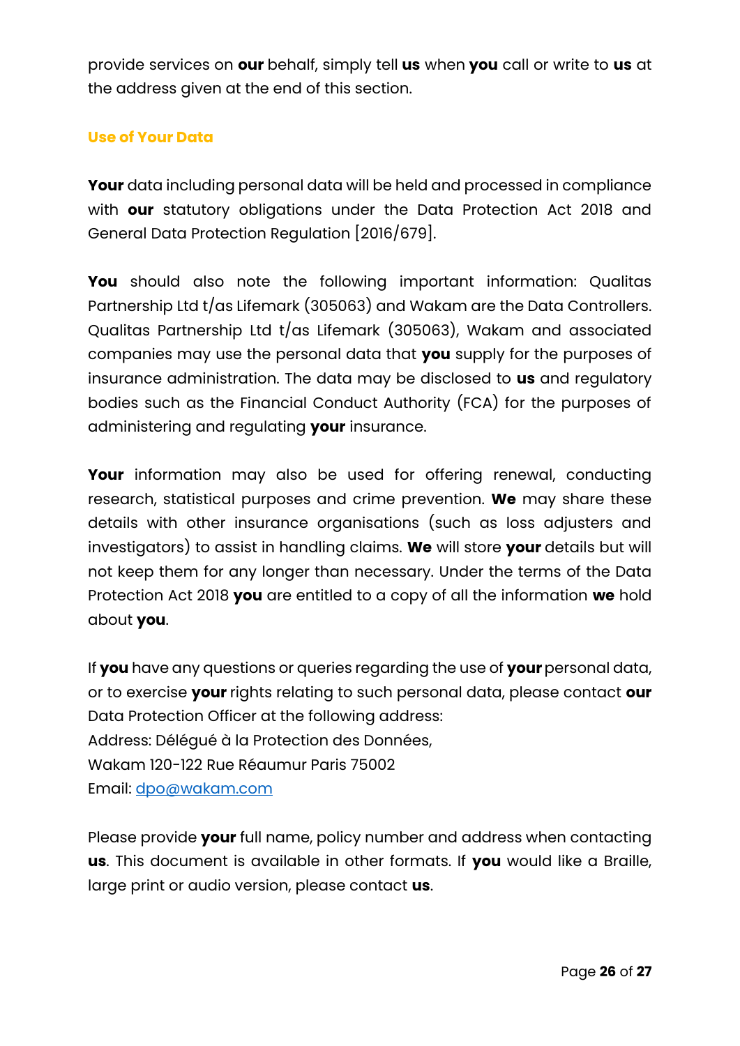provide services on **our** behalf, simply tell **us** when **you** call or write to **us** at the address given at the end of this section.

## Use of Your Data

**Your** data including personal data will be held and processed in compliance with **our** statutory obligations under the Data Protection Act 2018 and General Data Protection Regulation [2016/679].

**You** should also note the following important information: Qualitas Partnership Ltd t/as Lifemark (305063) and Wakam are the Data Controllers. Qualitas Partnership Ltd t/as Lifemark (305063), Wakam and associated companies may use the personal data that **you** supply for the purposes of insurance administration. The data may be disclosed to **us** and regulatory bodies such as the Financial Conduct Authority (FCA) for the purposes of administering and regulating **your** insurance.

**Your** information may also be used for offering renewal, conducting research, statistical purposes and crime prevention. **We** may share these details with other insurance organisations (such as loss adjusters and investigators) to assist in handling claims. **We** will store **your** details but will not keep them for any longer than necessary. Under the terms of the Data Protection Act 2018 **you** are entitled to a copy of all the information **we** hold about **you**.

If **you** have any questions or queries regarding the use of **your** personal data, or to exercise **your** rights relating to such personal data, please contact **our** Data Protection Officer at the following address:
Address: Délégué à la Protection des Données,
Wakam 120-122 Rue Réaumur Paris 75002
Email: dpo@wakam.com

Please provide **your** full name, policy number and address when contacting **us**. This document is available in other formats. If **you** would like a Braille, large print or audio version, please contact **us**.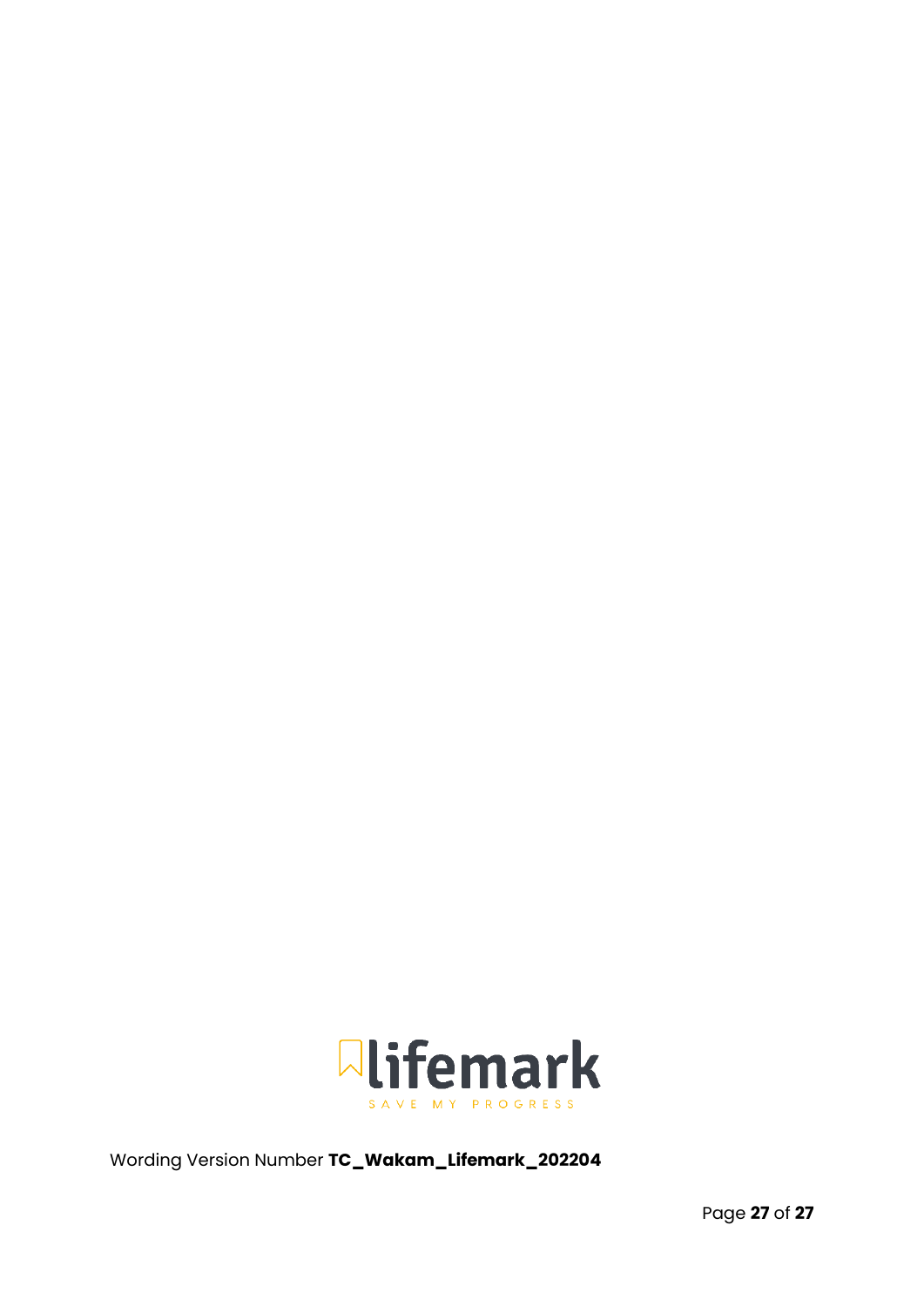lifemark

SAVE MY PROGRESS

Wording Version Number **TC_Wakam_Lifemark_202204**